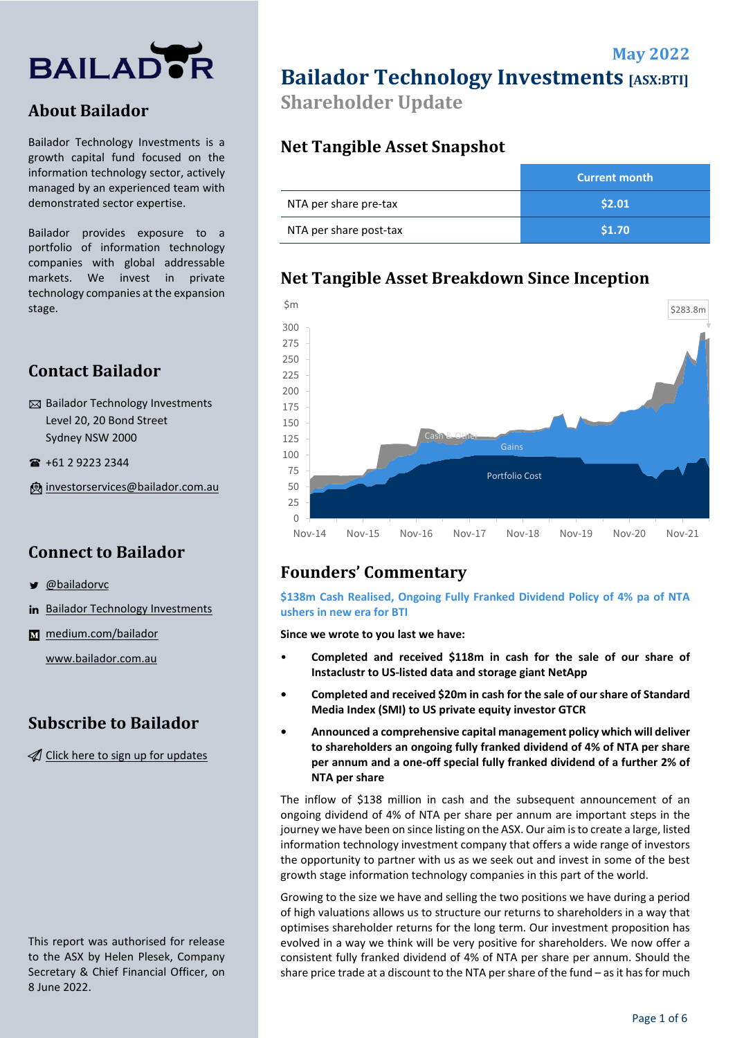# Bailador Technology Investments [ASX:BTI]

## Shareholder Update

May 2022

## About Bailador

Bailador Technology Investments is a growth capital fund focused on the information technology sector, actively managed by an experienced team with demonstrated sector expertise.

Bailador provides exposure to a portfolio of information technology companies with global addressable markets. We invest in private technology companies at the expansion stage.

## Contact Bailador

Bailador Technology Investments
Level 20, 20 Bond Street
Sydney NSW 2000

+61 2 9223 2344

investorservices@bailador.com.au

## Connect to Bailador

@bailadorvc

Bailador Technology Investments

medium.com/bailador

www.bailador.com.au

## Subscribe to Bailador

Click here to sign up for updates

This report was authorised for release to the ASX by Helen Plesek, Company Secretary & Chief Financial Officer, on 8 June 2022.

## Net Tangible Asset Snapshot

| | Current month |
|---|---|
| NTA per share pre-tax | $2.01 |
| NTA per share post-tax | $1.70 |

## Net Tangible Asset Breakdown Since Inception

$m: $283.8m (Portfolio Cost, Gains, Cash & Other; Nov-14 to Nov-21)

## Founders' Commentary

**$138m Cash Realised, Ongoing Fully Franked Dividend Policy of 4% pa of NTA ushers in new era for BTI**

**Since we wrote to you last we have:**

- **Completed and received $118m in cash for the sale of our share of Instaclustr to US-listed data and storage giant NetApp**
- **Completed and received $20m in cash for the sale of our share of Standard Media Index (SMI) to US private equity investor GTCR**
- **Announced a comprehensive capital management policy which will deliver to shareholders an ongoing fully franked dividend of 4% of NTA per share per annum and a one-off special fully franked dividend of a further 2% of NTA per share**

The inflow of $138 million in cash and the subsequent announcement of an ongoing dividend of 4% of NTA per share per annum are important steps in the journey we have been on since listing on the ASX. Our aim is to create a large, listed information technology investment company that offers a wide range of investors the opportunity to partner with us as we seek out and invest in some of the best growth stage information technology companies in this part of the world.

Growing to the size we have and selling the two positions we have during a period of high valuations allows us to structure our returns to shareholders in a way that optimises shareholder returns for the long term. Our investment proposition has evolved in a way we think will be very positive for shareholders. We now offer a consistent fully franked dividend of 4% of NTA per share per annum. Should the share price trade at a discount to the NTA per share of the fund – as it has for much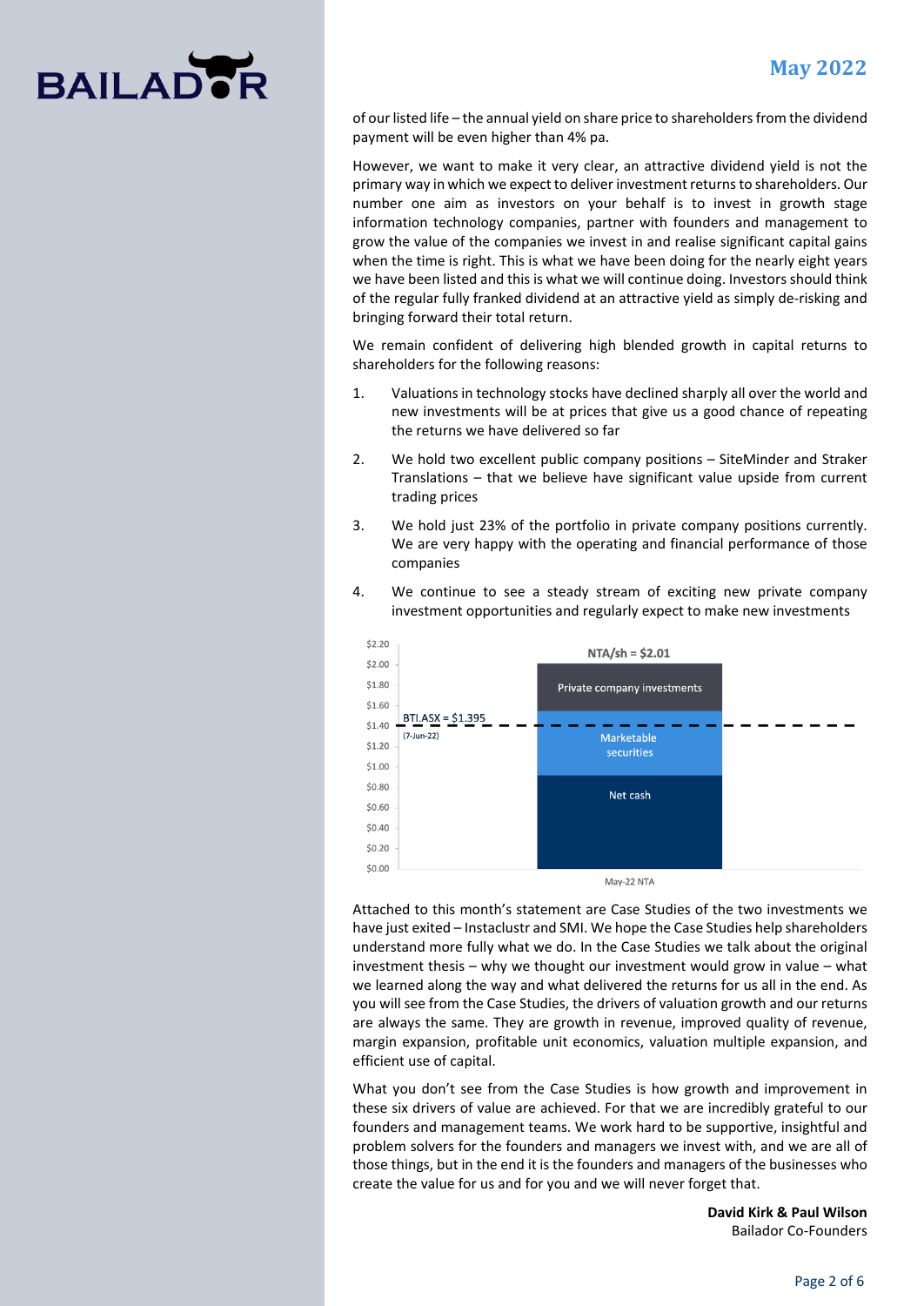of our listed life – the annual yield on share price to shareholders from the dividend payment will be even higher than 4% pa.

However, we want to make it very clear, an attractive dividend yield is not the primary way in which we expect to deliver investment returns to shareholders. Our number one aim as investors on your behalf is to invest in growth stage information technology companies, partner with founders and management to grow the value of the companies we invest in and realise significant capital gains when the time is right. This is what we have been doing for the nearly eight years we have been listed and this is what we will continue doing. Investors should think of the regular fully franked dividend at an attractive yield as simply de-risking and bringing forward their total return.

We remain confident of delivering high blended growth in capital returns to shareholders for the following reasons:

1. Valuations in technology stocks have declined sharply all over the world and new investments will be at prices that give us a good chance of repeating the returns we have delivered so far
2. We hold two excellent public company positions – SiteMinder and Straker Translations – that we believe have significant value upside from current trading prices
3. We hold just 23% of the portfolio in private company positions currently. We are very happy with the operating and financial performance of those companies
4. We continue to see a steady stream of exciting new private company investment opportunities and regularly expect to make new investments

NTA/sh = $2.01

BTI.ASX = $1.395 (7-Jun-22)

Private company investments | Marketable securities | Net cash

May-22 NTA

Attached to this month's statement are Case Studies of the two investments we have just exited – Instaclustr and SMI. We hope the Case Studies help shareholders understand more fully what we do. In the Case Studies we talk about the original investment thesis – why we thought our investment would grow in value – what we learned along the way and what delivered the returns for us all in the end. As you will see from the Case Studies, the drivers of valuation growth and our returns are always the same. They are growth in revenue, improved quality of revenue, margin expansion, profitable unit economics, valuation multiple expansion, and efficient use of capital.

What you don't see from the Case Studies is how growth and improvement in these six drivers of value are achieved. For that we are incredibly grateful to our founders and management teams. We work hard to be supportive, insightful and problem solvers for the founders and managers we invest with, and we are all of those things, but in the end it is the founders and managers of the businesses who create the value for us and for you and we will never forget that.

**David Kirk & Paul Wilson**
Bailador Co-Founders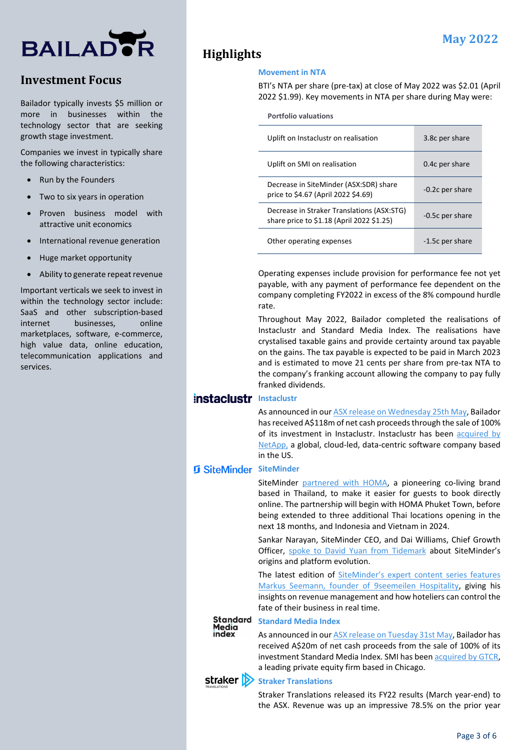# Investment Focus

Bailador typically invests $5 million or more in businesses within the technology sector that are seeking growth stage investment.

Companies we invest in typically share the following characteristics:

- Run by the Founders
- Two to six years in operation
- Proven business model with attractive unit economics
- International revenue generation
- Huge market opportunity
- Ability to generate repeat revenue

Important verticals we seek to invest in within the technology sector include: SaaS and other subscription-based internet businesses, online marketplaces, software, e-commerce, high value data, online education, telecommunication applications and services.

May 2022

# Highlights

### Movement in NTA

BTI's NTA per share (pre-tax) at close of May 2022 was $2.01 (April 2022 $1.99). Key movements in NTA per share during May were:

| Portfolio valuations | |
|---|---|
| Uplift on Instaclustr on realisation | 3.8c per share |
| Uplift on SMI on realisation | 0.4c per share |
| Decrease in SiteMinder (ASX:SDR) share price to $4.67 (April 2022 $4.69) | -0.2c per share |
| Decrease in Straker Translations (ASX:STG) share price to $1.18 (April 2022 $1.25) | -0.5c per share |
| Other operating expenses | -1.5c per share |

Operating expenses include provision for performance fee not yet payable, with any payment of performance fee dependent on the company completing FY2022 in excess of the 8% compound hurdle rate.

Throughout May 2022, Bailador completed the realisations of Instaclustr and Standard Media Index. The realisations have crystalised taxable gains and provide certainty around tax payable on the gains. The tax payable is expected to be paid in March 2023 and is estimated to move 21 cents per share from pre-tax NTA to the company's franking account allowing the company to pay fully franked dividends.

### Instaclustr

As announced in our ASX release on Wednesday 25th May, Bailador has received A$118m of net cash proceeds through the sale of 100% of its investment in Instaclustr. Instaclustr has been acquired by NetApp, a global, cloud-led, data-centric software company based in the US.

### SiteMinder

SiteMinder partnered with HOMA, a pioneering co-living brand based in Thailand, to make it easier for guests to book directly online. The partnership will begin with HOMA Phuket Town, before being extended to three additional Thai locations opening in the next 18 months, and Indonesia and Vietnam in 2024.

Sankar Narayan, SiteMinder CEO, and Dai Williams, Chief Growth Officer, spoke to David Yuan from Tidemark about SiteMinder's origins and platform evolution.

The latest edition of SiteMinder's expert content series features Markus Seemann, founder of 9seemeilen Hospitality, giving his insights on revenue management and how hoteliers can control the fate of their business in real time.

### Standard Media Index

As announced in our ASX release on Tuesday 31st May, Bailador has received A$20m of net cash proceeds from the sale of 100% of its investment Standard Media Index. SMI has been acquired by GTCR, a leading private equity firm based in Chicago.

### Straker Translations

Straker Translations released its FY22 results (March year-end) to the ASX. Revenue was up an impressive 78.5% on the prior year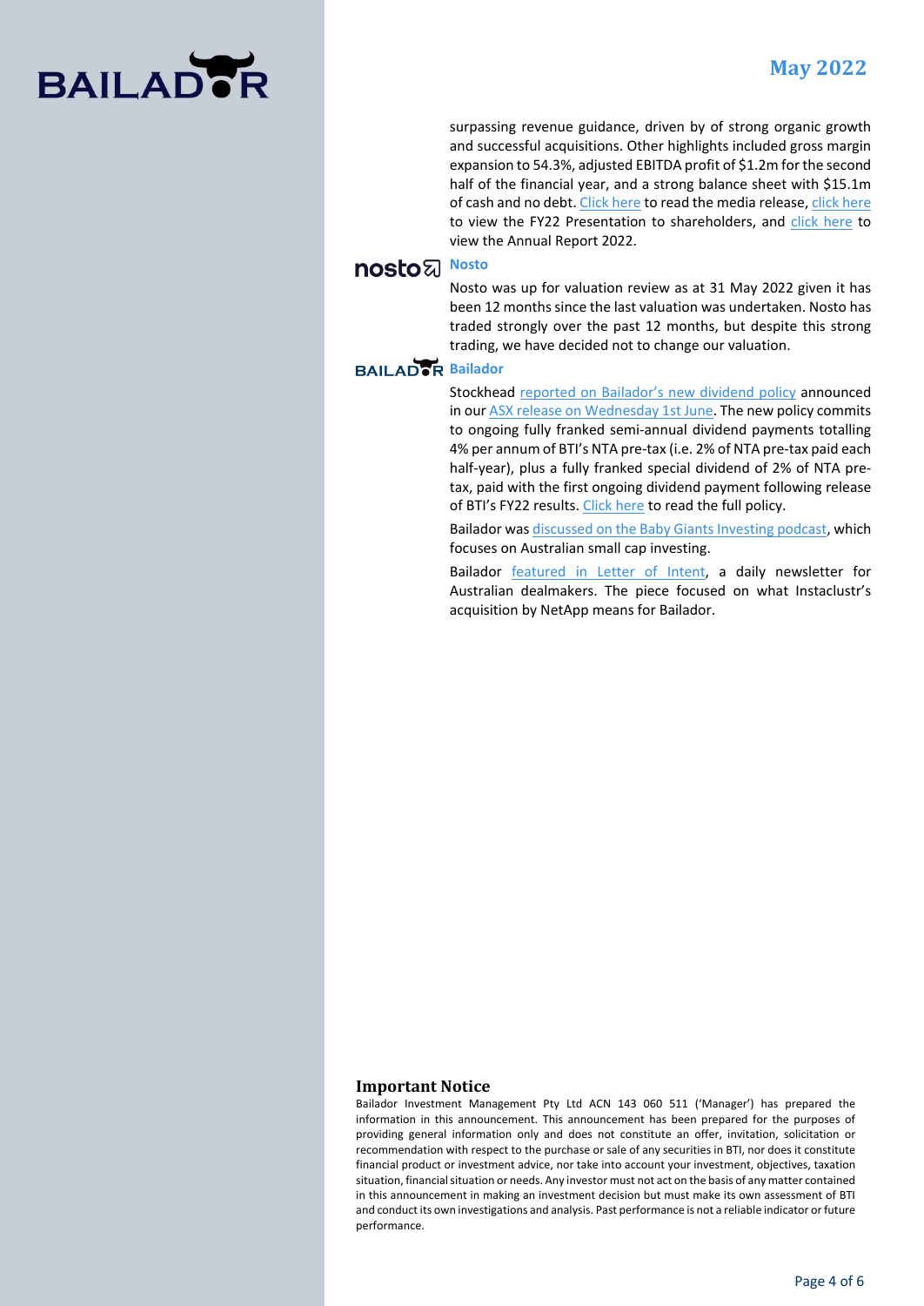surpassing revenue guidance, driven by of strong organic growth and successful acquisitions. Other highlights included gross margin expansion to 54.3%, adjusted EBITDA profit of $1.2m for the second half of the financial year, and a strong balance sheet with $15.1m of cash and no debt. Click here to read the media release, click here to view the FY22 Presentation to shareholders, and click here to view the Annual Report 2022.

### Nosto

Nosto was up for valuation review as at 31 May 2022 given it has been 12 months since the last valuation was undertaken. Nosto has traded strongly over the past 12 months, but despite this strong trading, we have decided not to change our valuation.

### Bailador

Stockhead reported on Bailador's new dividend policy announced in our ASX release on Wednesday 1st June. The new policy commits to ongoing fully franked semi-annual dividend payments totalling 4% per annum of BTI's NTA pre-tax (i.e. 2% of NTA pre-tax paid each half-year), plus a fully franked special dividend of 2% of NTA pre-tax, paid with the first ongoing dividend payment following release of BTI's FY22 results. Click here to read the full policy.

Bailador was discussed on the Baby Giants Investing podcast, which focuses on Australian small cap investing.

Bailador featured in Letter of Intent, a daily newsletter for Australian dealmakers. The piece focused on what Instaclustr's acquisition by NetApp means for Bailador.

## Important Notice

Bailador Investment Management Pty Ltd ACN 143 060 511 ('Manager') has prepared the information in this announcement. This announcement has been prepared for the purposes of providing general information only and does not constitute an offer, invitation, solicitation or recommendation with respect to the purchase or sale of any securities in BTI, nor does it constitute financial product or investment advice, nor take into account your investment, objectives, taxation situation, financial situation or needs. Any investor must not act on the basis of any matter contained in this announcement in making an investment decision but must make its own assessment of BTI and conduct its own investigations and analysis. Past performance is not a reliable indicator or future performance.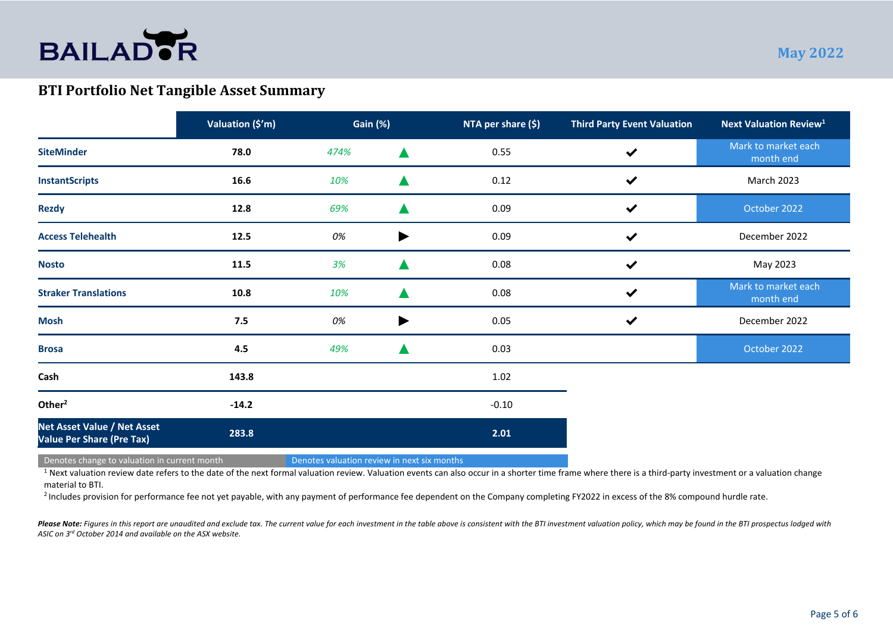BAILADOR

May 2022

## BTI Portfolio Net Tangible Asset Summary

| | Valuation ($'m) | Gain (%) | | NTA per share ($) | Third Party Event Valuation | Next Valuation Review[1] |
|---|---|---|---|---|---|---|
| **SiteMinder** | **78.0** | *474%* | ▲ | 0.55 | ✔ | Mark to market each month end |
| **InstantScripts** | **16.6** | *10%* | ▲ | 0.12 | ✔ | March 2023 |
| **Rezdy** | **12.8** | *69%* | ▲ | 0.09 | ✔ | October 2022 |
| **Access Telehealth** | **12.5** | *0%* | ▶ | 0.09 | ✔ | December 2022 |
| **Nosto** | **11.5** | *3%* | ▲ | 0.08 | ✔ | May 2023 |
| **Straker Translations** | **10.8** | *10%* | ▲ | 0.08 | ✔ | Mark to market each month end |
| **Mosh** | **7.5** | *0%* | ▶ | 0.05 | ✔ | December 2022 |
| **Brosa** | **4.5** | *49%* | ▲ | 0.03 | | October 2022 |
| **Cash** | **143.8** | | | 1.02 | | |
| **Other[2]** | **-14.2** | | | -0.10 | | |
| **Net Asset Value / Net Asset Value Per Share (Pre Tax)** | **283.8** | | | **2.01** | | |

Denotes change to valuation in current month | Denotes valuation review in next six months

[1] Next valuation review date refers to the date of the next formal valuation review. Valuation events can also occur in a shorter time frame where there is a third-party investment or a valuation change material to BTI.

[2] Includes provision for performance fee not yet payable, with any payment of performance fee dependent on the Company completing FY2022 in excess of the 8% compound hurdle rate.

***Please Note:*** *Figures in this report are unaudited and exclude tax. The current value for each investment in the table above is consistent with the BTI investment valuation policy, which may be found in the BTI prospectus lodged with ASIC on 3rd October 2014 and available on the ASX website.*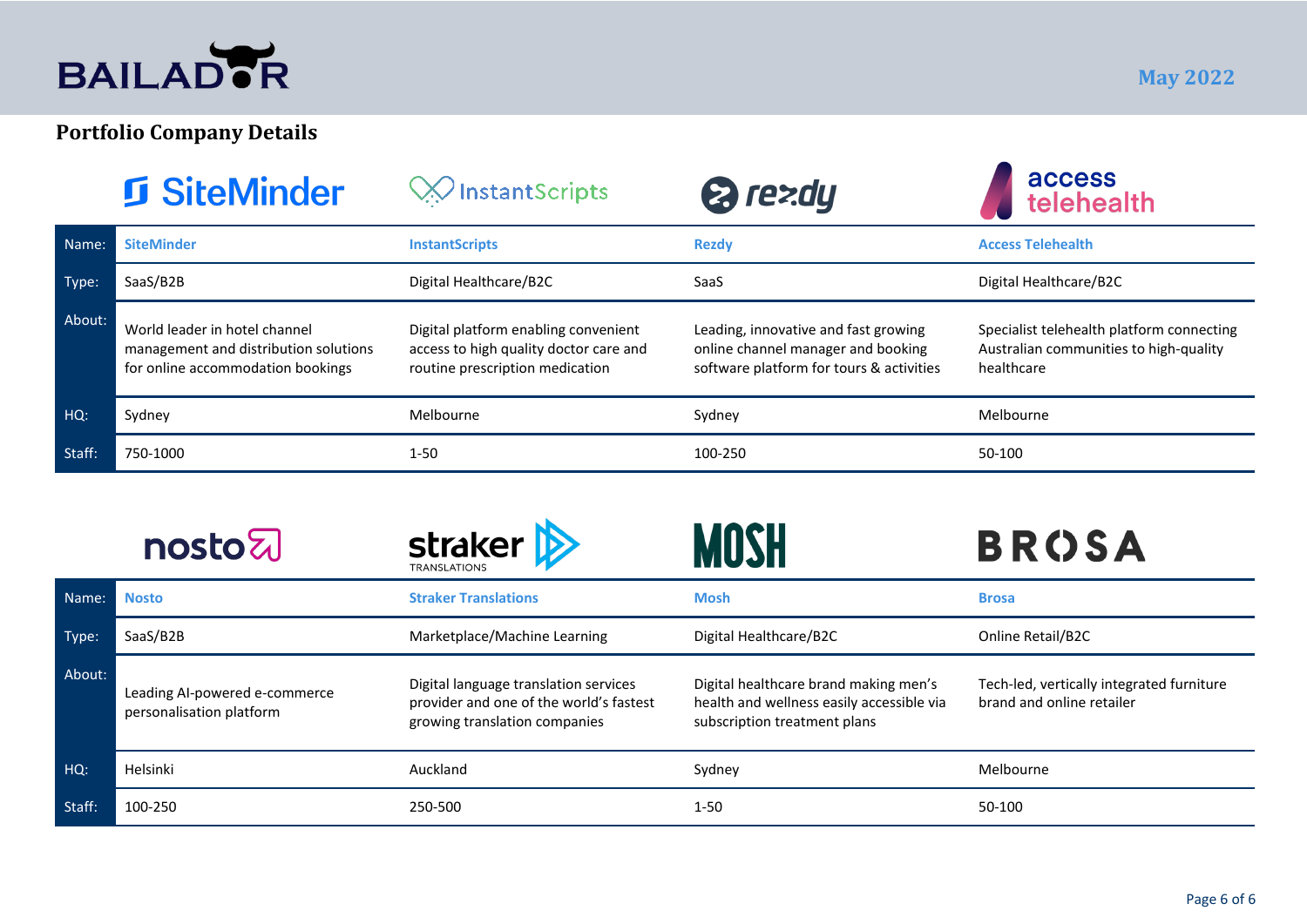## Portfolio Company Details

| Name: | SiteMinder | InstantScripts | Rezdy | Access Telehealth |
| --- | --- | --- | --- | --- |
| Type: | SaaS/B2B | Digital Healthcare/B2C | SaaS | Digital Healthcare/B2C |
| About: | World leader in hotel channel management and distribution solutions for online accommodation bookings | Digital platform enabling convenient access to high quality doctor care and routine prescription medication | Leading, innovative and fast growing online channel manager and booking software platform for tours & activities | Specialist telehealth platform connecting Australian communities to high-quality healthcare |
| HQ: | Sydney | Melbourne | Sydney | Melbourne |
| Staff: | 750-1000 | 1-50 | 100-250 | 50-100 |

| Name: | Nosto | Straker Translations | Mosh | Brosa |
| --- | --- | --- | --- | --- |
| Type: | SaaS/B2B | Marketplace/Machine Learning | Digital Healthcare/B2C | Online Retail/B2C |
| About: | Leading AI-powered e-commerce personalisation platform | Digital language translation services provider and one of the world's fastest growing translation companies | Digital healthcare brand making men's health and wellness easily accessible via subscription treatment plans | Tech-led, vertically integrated furniture brand and online retailer |
| HQ: | Helsinki | Auckland | Sydney | Melbourne |
| Staff: | 100-250 | 250-500 | 1-50 | 50-100 |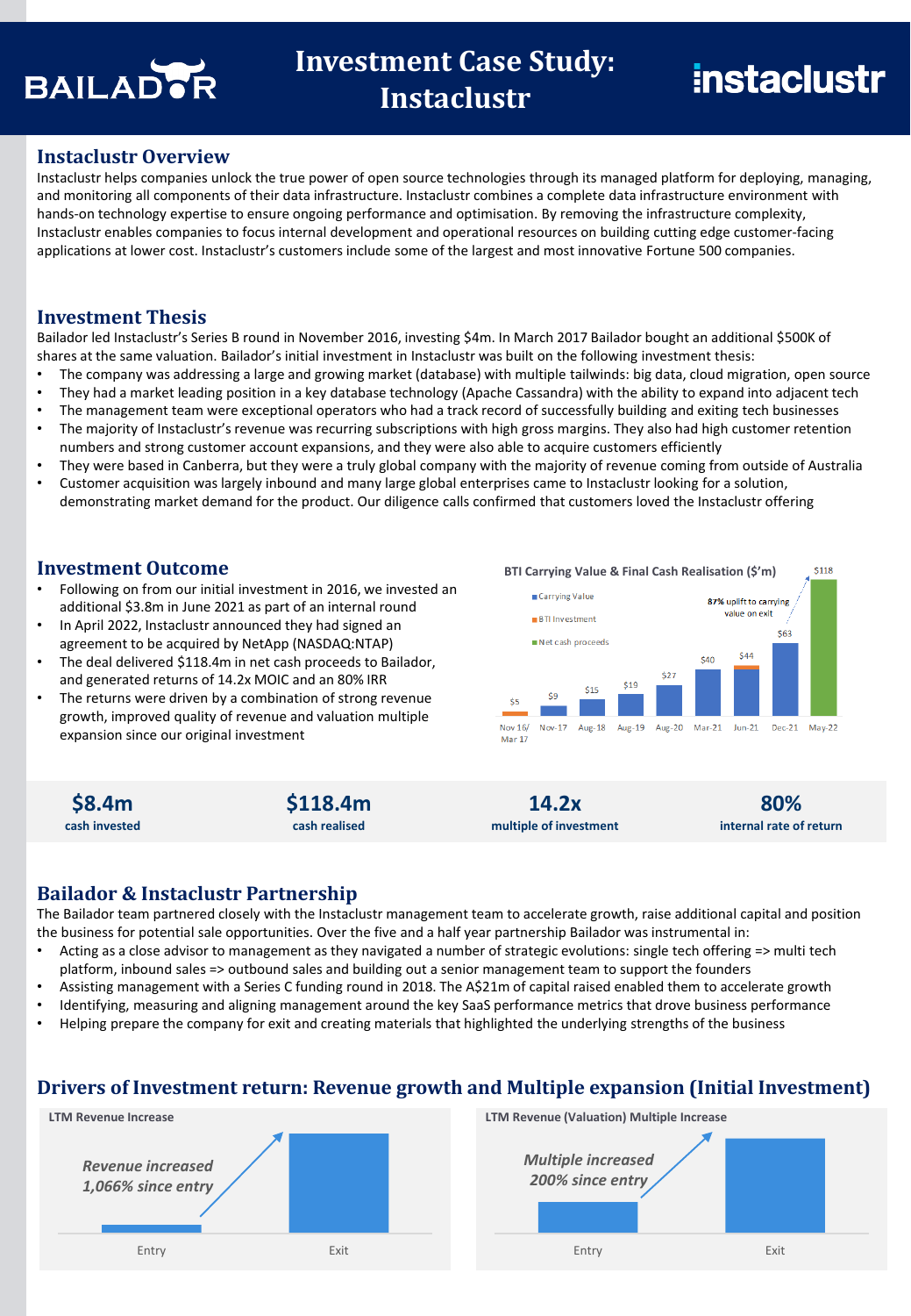# Investment Case Study: Instaclustr

## Instaclustr Overview

Instaclustr helps companies unlock the true power of open source technologies through its managed platform for deploying, managing, and monitoring all components of their data infrastructure. Instaclustr combines a complete data infrastructure environment with hands-on technology expertise to ensure ongoing performance and optimisation. By removing the infrastructure complexity, Instaclustr enables companies to focus internal development and operational resources on building cutting edge customer-facing applications at lower cost. Instaclustr's customers include some of the largest and most innovative Fortune 500 companies.

## Investment Thesis

Bailador led Instaclustr's Series B round in November 2016, investing $4m. In March 2017 Bailador bought an additional $500K of shares at the same valuation. Bailador's initial investment in Instaclustr was built on the following investment thesis:

- The company was addressing a large and growing market (database) with multiple tailwinds: big data, cloud migration, open source
- They had a market leading position in a key database technology (Apache Cassandra) with the ability to expand into adjacent tech
- The management team were exceptional operators who had a track record of successfully building and exiting tech businesses
- The majority of Instaclustr's revenue was recurring subscriptions with high gross margins. They also had high customer retention numbers and strong customer account expansions, and they were also able to acquire customers efficiently
- They were based in Canberra, but they were a truly global company with the majority of revenue coming from outside of Australia
- Customer acquisition was largely inbound and many large global enterprises came to Instaclustr looking for a solution, demonstrating market demand for the product. Our diligence calls confirmed that customers loved the Instaclustr offering

## Investment Outcome

- Following on from our initial investment in 2016, we invested an additional $3.8m in June 2021 as part of an internal round
- In April 2022, Instaclustr announced they had signed an agreement to be acquired by NetApp (NASDAQ:NTAP)
- The deal delivered $118.4m in net cash proceeds to Bailador, and generated returns of 14.2x MOIC and an 80% IRR
- The returns were driven by a combination of strong revenue growth, improved quality of revenue and valuation multiple expansion since our original investment

**BTI Carrying Value & Final Cash Realisation ($'m)**

Legend: Carrying Value; BTI Investment; Net cash proceeds

| Date | Nov 16/ Mar 17 | Nov-17 | Aug-18 | Aug-19 | Aug-20 | Mar-21 | Jun-21 | Dec-21 | May-22 |
|---|---|---|---|---|---|---|---|---|---|
| Value | $5 | $9 | $15 | $19 | $27 | $40 | $44 | $63 | $118 |

87% uplift to carrying value on exit

| $8.4m | $118.4m | 14.2x | 80% |
|---|---|---|---|
| cash invested | cash realised | multiple of investment | internal rate of return |

## Bailador & Instaclustr Partnership

The Bailador team partnered closely with the Instaclustr management team to accelerate growth, raise additional capital and position the business for potential sale opportunities. Over the five and a half year partnership Bailador was instrumental in:

- Acting as a close advisor to management as they navigated a number of strategic evolutions: single tech offering => multi tech platform, inbound sales => outbound sales and building out a senior management team to support the founders
- Assisting management with a Series C funding round in 2018. The A$21m of capital raised enabled them to accelerate growth
- Identifying, measuring and aligning management around the key SaaS performance metrics that drove business performance
- Helping prepare the company for exit and creating materials that highlighted the underlying strengths of the business

## Drivers of Investment return: Revenue growth and Multiple expansion (Initial Investment)

**LTM Revenue Increase**

*Revenue increased 1,066% since entry*

Entry — Exit

**LTM Revenue (Valuation) Multiple Increase**

*Multiple increased 200% since entry*

Entry — Exit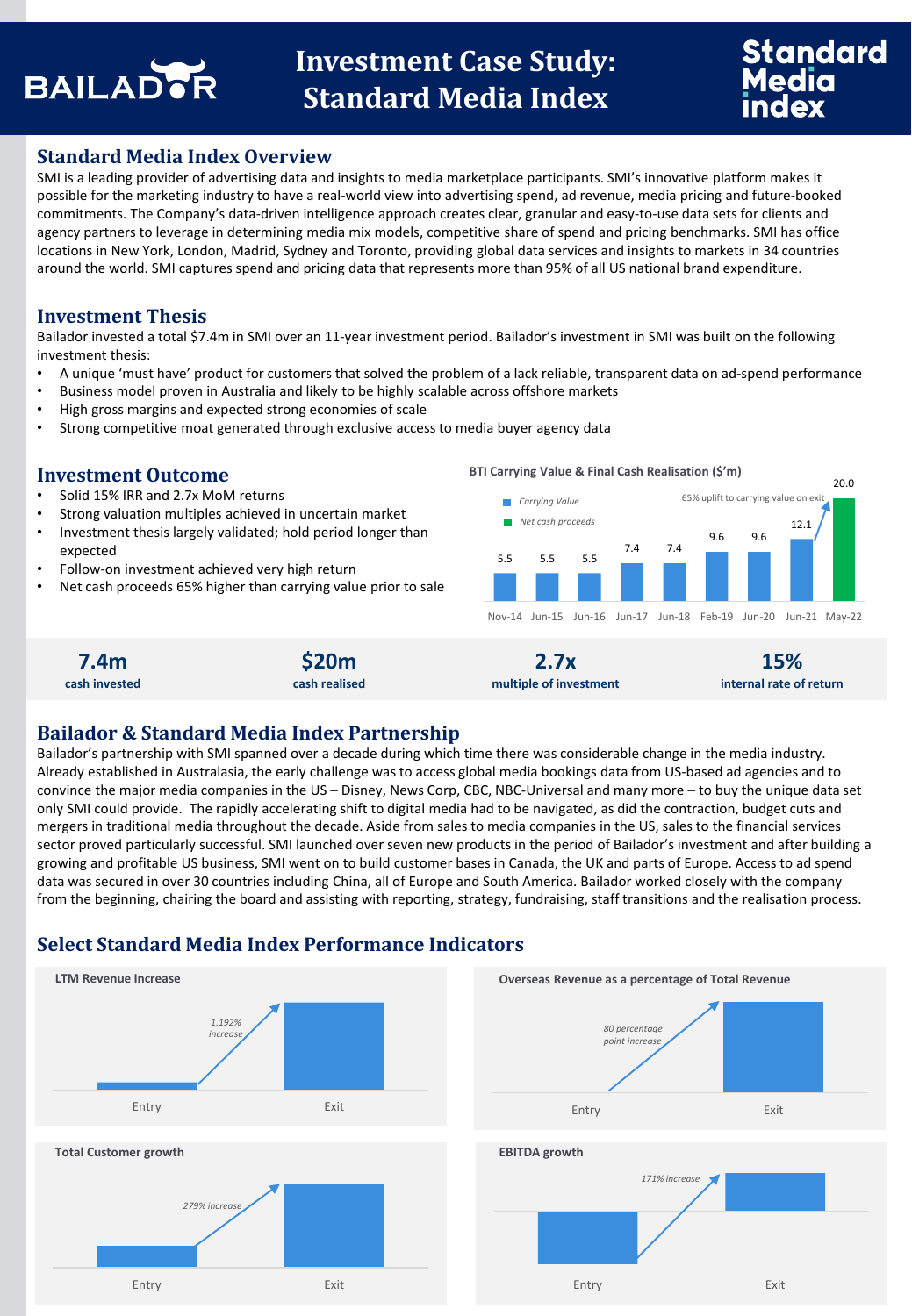# Investment Case Study: Standard Media Index

## Standard Media Index Overview

SMI is a leading provider of advertising data and insights to media marketplace participants. SMI's innovative platform makes it possible for the marketing industry to have a real-world view into advertising spend, ad revenue, media pricing and future-booked commitments. The Company's data-driven intelligence approach creates clear, granular and easy-to-use data sets for clients and agency partners to leverage in determining media mix models, competitive share of spend and pricing benchmarks. SMI has office locations in New York, London, Madrid, Sydney and Toronto, providing global data services and insights to markets in 34 countries around the world. SMI captures spend and pricing data that represents more than 95% of all US national brand expenditure.

## Investment Thesis

Bailador invested a total $7.4m in SMI over an 11-year investment period. Bailador's investment in SMI was built on the following investment thesis:

- A unique 'must have' product for customers that solved the problem of a lack reliable, transparent data on ad-spend performance
- Business model proven in Australia and likely to be highly scalable across offshore markets
- High gross margins and expected strong economies of scale
- Strong competitive moat generated through exclusive access to media buyer agency data

## Investment Outcome

- Solid 15% IRR and 2.7x MoM returns
- Strong valuation multiples achieved in uncertain market
- Investment thesis largely validated; hold period longer than expected
- Follow-on investment achieved very high return
- Net cash proceeds 65% higher than carrying value prior to sale

**BTI Carrying Value & Final Cash Realisation ($'m)**

*Carrying Value*
*Net cash proceeds*
65% uplift to carrying value on exit

5.5 5.5 5.5 7.4 7.4 9.6 9.6 12.1 20.0

Nov-14 Jun-15 Jun-16 Jun-17 Jun-18 Feb-19 Jun-20 Jun-21 May-22

**7.4m** cash invested

**$20m** cash realised

**2.7x** multiple of investment

**15%** internal rate of return

## Bailador & Standard Media Index Partnership

Bailador's partnership with SMI spanned over a decade during which time there was considerable change in the media industry. Already established in Australasia, the early challenge was to access global media bookings data from US-based ad agencies and to convince the major media companies in the US – Disney, News Corp, CBC, NBC-Universal and many more – to buy the unique data set only SMI could provide. The rapidly accelerating shift to digital media had to be navigated, as did the contraction, budget cuts and mergers in traditional media throughout the decade. Aside from sales to media companies in the US, sales to the financial services sector proved particularly successful. SMI launched over seven new products in the period of Bailador's investment and after building a growing and profitable US business, SMI went on to build customer bases in Canada, the UK and parts of Europe. Access to ad spend data was secured in over 30 countries including China, all of Europe and South America. Bailador worked closely with the company from the beginning, chairing the board and assisting with reporting, strategy, fundraising, staff transitions and the realisation process.

## Select Standard Media Index Performance Indicators

**LTM Revenue Increase**

*1,192% increase*

Entry Exit

**Overseas Revenue as a percentage of Total Revenue**

*80 percentage point increase*

Entry Exit

**Total Customer growth**

*279% increase*

Entry Exit

**EBITDA growth**

*171% increase*

Entry Exit